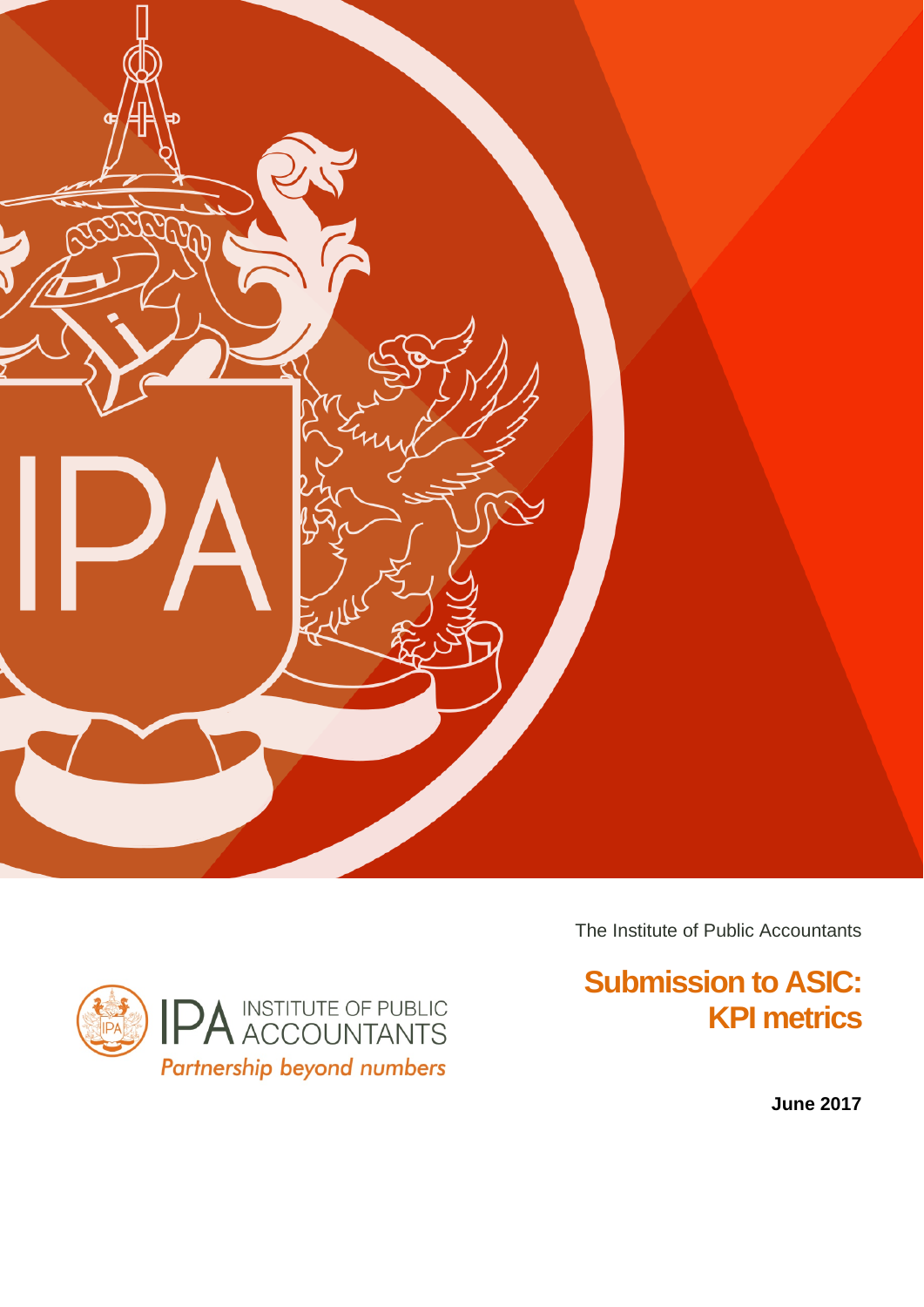The Institute of Public Accountants

# Submission to ASIC: KPI metrics

**June 2017**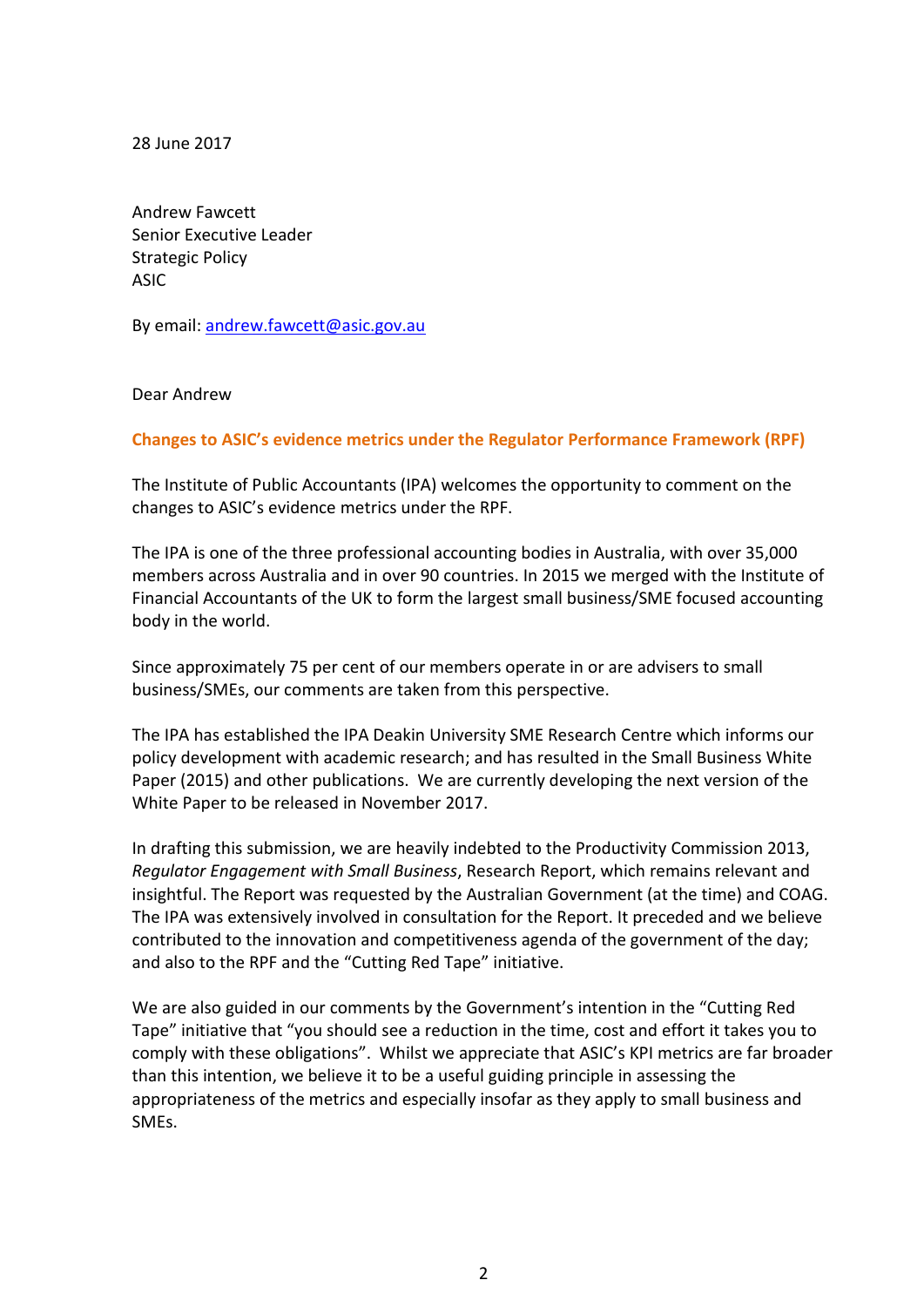28 June 2017

Andrew Fawcett
Senior Executive Leader
Strategic Policy
ASIC

By email: andrew.fawcett@asic.gov.au

Dear Andrew

**Changes to ASIC's evidence metrics under the Regulator Performance Framework (RPF)**

The Institute of Public Accountants (IPA) welcomes the opportunity to comment on the changes to ASIC's evidence metrics under the RPF.

The IPA is one of the three professional accounting bodies in Australia, with over 35,000 members across Australia and in over 90 countries. In 2015 we merged with the Institute of Financial Accountants of the UK to form the largest small business/SME focused accounting body in the world.

Since approximately 75 per cent of our members operate in or are advisers to small business/SMEs, our comments are taken from this perspective.

The IPA has established the IPA Deakin University SME Research Centre which informs our policy development with academic research; and has resulted in the Small Business White Paper (2015) and other publications. We are currently developing the next version of the White Paper to be released in November 2017.

In drafting this submission, we are heavily indebted to the Productivity Commission 2013, *Regulator Engagement with Small Business*, Research Report, which remains relevant and insightful. The Report was requested by the Australian Government (at the time) and COAG. The IPA was extensively involved in consultation for the Report. It preceded and we believe contributed to the innovation and competitiveness agenda of the government of the day; and also to the RPF and the "Cutting Red Tape" initiative.

We are also guided in our comments by the Government's intention in the "Cutting Red Tape" initiative that "you should see a reduction in the time, cost and effort it takes you to comply with these obligations". Whilst we appreciate that ASIC's KPI metrics are far broader than this intention, we believe it to be a useful guiding principle in assessing the appropriateness of the metrics and especially insofar as they apply to small business and SMEs.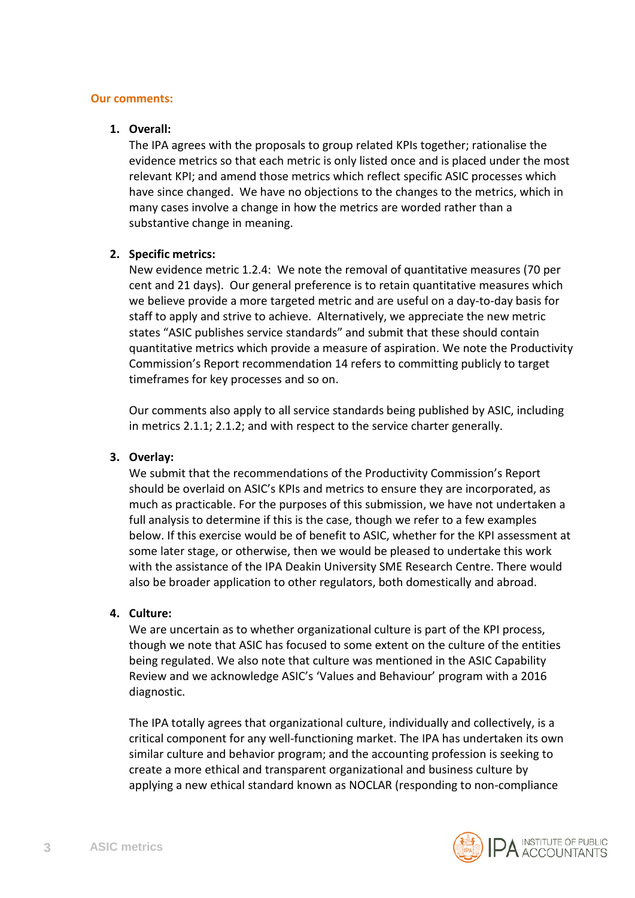**Our comments:**

1. **Overall:**
   The IPA agrees with the proposals to group related KPIs together; rationalise the evidence metrics so that each metric is only listed once and is placed under the most relevant KPI; and amend those metrics which reflect specific ASIC processes which have since changed. We have no objections to the changes to the metrics, which in many cases involve a change in how the metrics are worded rather than a substantive change in meaning.

2. **Specific metrics:**
   New evidence metric 1.2.4: We note the removal of quantitative measures (70 per cent and 21 days). Our general preference is to retain quantitative measures which we believe provide a more targeted metric and are useful on a day-to-day basis for staff to apply and strive to achieve. Alternatively, we appreciate the new metric states "ASIC publishes service standards" and submit that these should contain quantitative metrics which provide a measure of aspiration. We note the Productivity Commission's Report recommendation 14 refers to committing publicly to target timeframes for key processes and so on.

   Our comments also apply to all service standards being published by ASIC, including in metrics 2.1.1; 2.1.2; and with respect to the service charter generally.

3. **Overlay:**
   We submit that the recommendations of the Productivity Commission's Report should be overlaid on ASIC's KPIs and metrics to ensure they are incorporated, as much as practicable. For the purposes of this submission, we have not undertaken a full analysis to determine if this is the case, though we refer to a few examples below. If this exercise would be of benefit to ASIC, whether for the KPI assessment at some later stage, or otherwise, then we would be pleased to undertake this work with the assistance of the IPA Deakin University SME Research Centre. There would also be broader application to other regulators, both domestically and abroad.

4. **Culture:**
   We are uncertain as to whether organizational culture is part of the KPI process, though we note that ASIC has focused to some extent on the culture of the entities being regulated. We also note that culture was mentioned in the ASIC Capability Review and we acknowledge ASIC's 'Values and Behaviour' program with a 2016 diagnostic.

   The IPA totally agrees that organizational culture, individually and collectively, is a critical component for any well-functioning market. The IPA has undertaken its own similar culture and behavior program; and the accounting profession is seeking to create a more ethical and transparent organizational and business culture by applying a new ethical standard known as NOCLAR (responding to non-compliance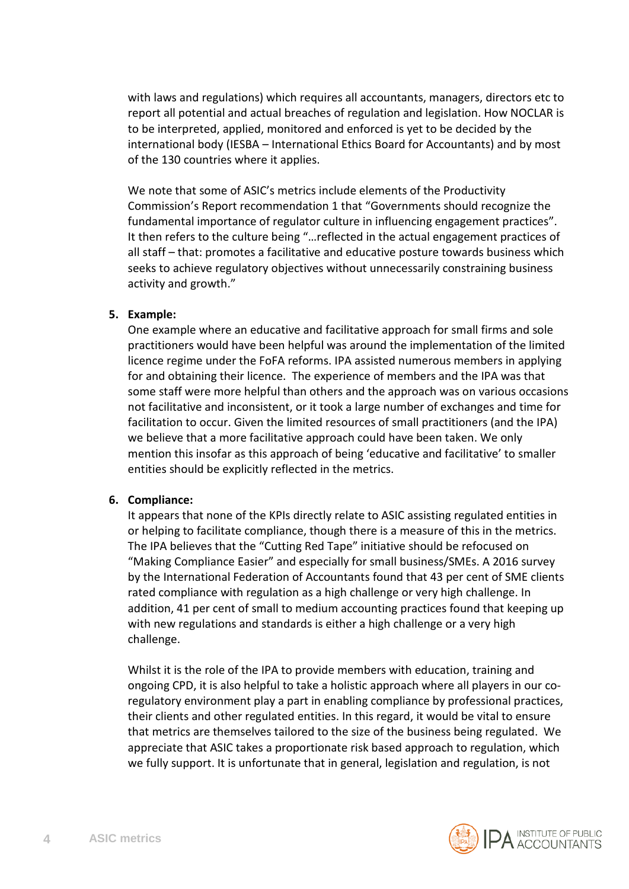with laws and regulations) which requires all accountants, managers, directors etc to report all potential and actual breaches of regulation and legislation. How NOCLAR is to be interpreted, applied, monitored and enforced is yet to be decided by the international body (IESBA – International Ethics Board for Accountants) and by most of the 130 countries where it applies.

We note that some of ASIC's metrics include elements of the Productivity Commission's Report recommendation 1 that "Governments should recognize the fundamental importance of regulator culture in influencing engagement practices". It then refers to the culture being "…reflected in the actual engagement practices of all staff – that: promotes a facilitative and educative posture towards business which seeks to achieve regulatory objectives without unnecessarily constraining business activity and growth."

5. **Example:**
   One example where an educative and facilitative approach for small firms and sole practitioners would have been helpful was around the implementation of the limited licence regime under the FoFA reforms. IPA assisted numerous members in applying for and obtaining their licence. The experience of members and the IPA was that some staff were more helpful than others and the approach was on various occasions not facilitative and inconsistent, or it took a large number of exchanges and time for facilitation to occur. Given the limited resources of small practitioners (and the IPA) we believe that a more facilitative approach could have been taken. We only mention this insofar as this approach of being 'educative and facilitative' to smaller entities should be explicitly reflected in the metrics.

6. **Compliance:**
   It appears that none of the KPIs directly relate to ASIC assisting regulated entities in or helping to facilitate compliance, though there is a measure of this in the metrics. The IPA believes that the "Cutting Red Tape" initiative should be refocused on "Making Compliance Easier" and especially for small business/SMEs. A 2016 survey by the International Federation of Accountants found that 43 per cent of SME clients rated compliance with regulation as a high challenge or very high challenge. In addition, 41 per cent of small to medium accounting practices found that keeping up with new regulations and standards is either a high challenge or a very high challenge.

   Whilst it is the role of the IPA to provide members with education, training and ongoing CPD, it is also helpful to take a holistic approach where all players in our co-regulatory environment play a part in enabling compliance by professional practices, their clients and other regulated entities. In this regard, it would be vital to ensure that metrics are themselves tailored to the size of the business being regulated. We appreciate that ASIC takes a proportionate risk based approach to regulation, which we fully support. It is unfortunate that in general, legislation and regulation, is not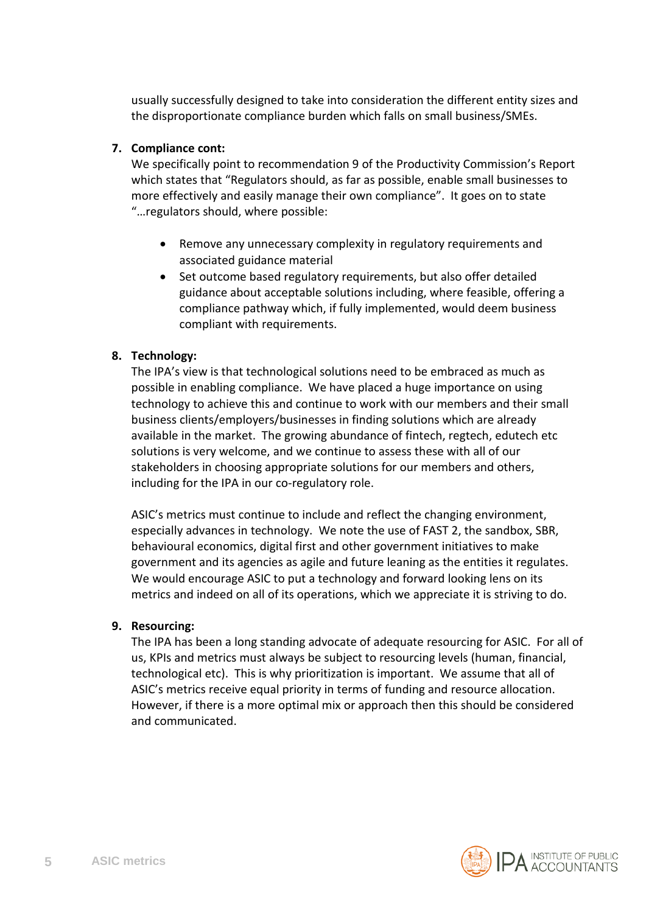usually successfully designed to take into consideration the different entity sizes and the disproportionate compliance burden which falls on small business/SMEs.

7. **Compliance cont:**
   We specifically point to recommendation 9 of the Productivity Commission's Report which states that "Regulators should, as far as possible, enable small businesses to more effectively and easily manage their own compliance". It goes on to state "…regulators should, where possible:

   - Remove any unnecessary complexity in regulatory requirements and associated guidance material
   - Set outcome based regulatory requirements, but also offer detailed guidance about acceptable solutions including, where feasible, offering a compliance pathway which, if fully implemented, would deem business compliant with requirements.

8. **Technology:**
   The IPA's view is that technological solutions need to be embraced as much as possible in enabling compliance. We have placed a huge importance on using technology to achieve this and continue to work with our members and their small business clients/employers/businesses in finding solutions which are already available in the market. The growing abundance of fintech, regtech, edutech etc solutions is very welcome, and we continue to assess these with all of our stakeholders in choosing appropriate solutions for our members and others, including for the IPA in our co-regulatory role.

   ASIC's metrics must continue to include and reflect the changing environment, especially advances in technology. We note the use of FAST 2, the sandbox, SBR, behavioural economics, digital first and other government initiatives to make government and its agencies as agile and future leaning as the entities it regulates. We would encourage ASIC to put a technology and forward looking lens on its metrics and indeed on all of its operations, which we appreciate it is striving to do.

9. **Resourcing:**
   The IPA has been a long standing advocate of adequate resourcing for ASIC. For all of us, KPIs and metrics must always be subject to resourcing levels (human, financial, technological etc). This is why prioritization is important. We assume that all of ASIC's metrics receive equal priority in terms of funding and resource allocation. However, if there is a more optimal mix or approach then this should be considered and communicated.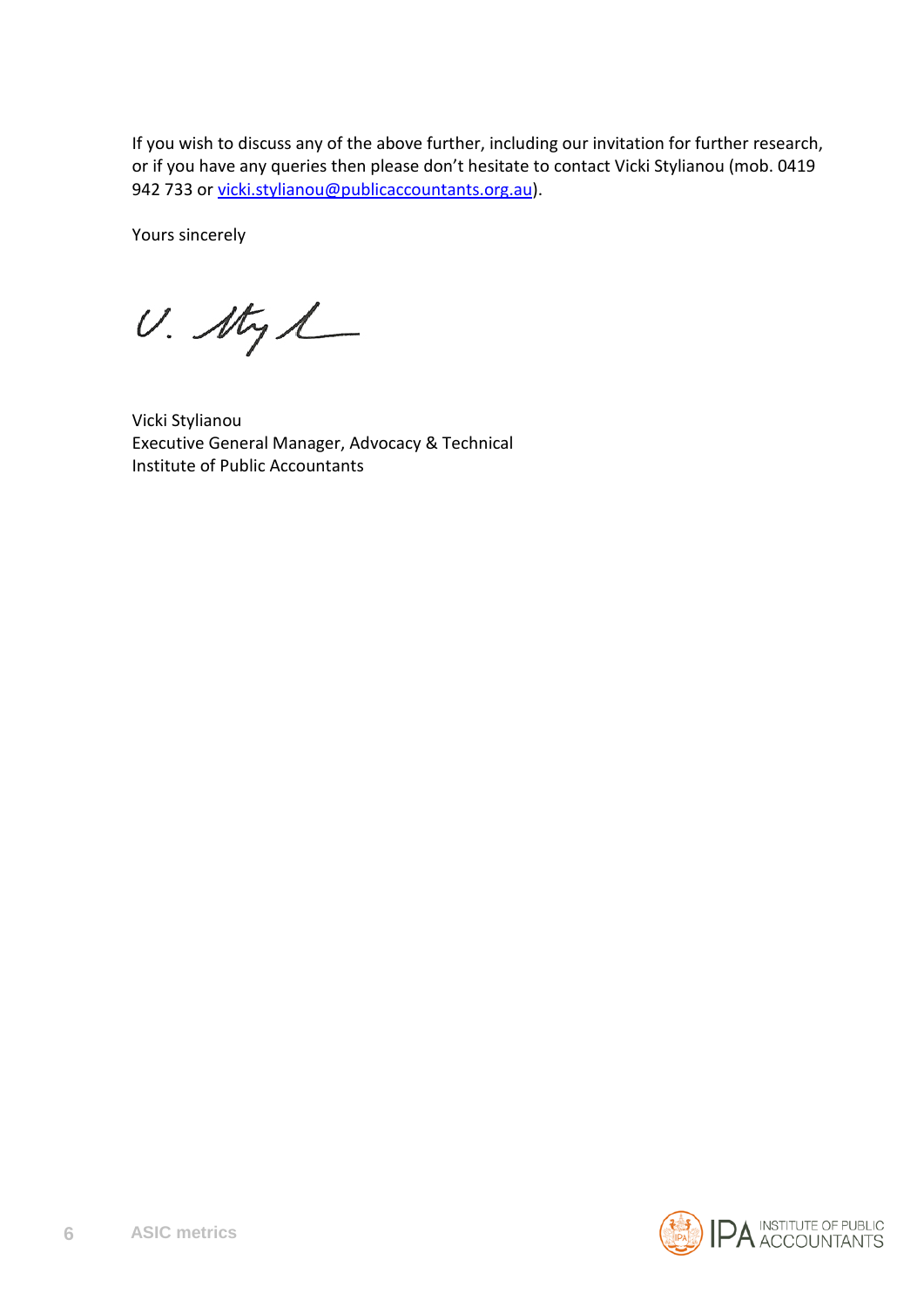If you wish to discuss any of the above further, including our invitation for further research, or if you have any queries then please don't hesitate to contact Vicki Stylianou (mob. 0419 942 733 or vicki.stylianou@publicaccountants.org.au).

Yours sincerely

Vicki Stylianou
Executive General Manager, Advocacy & Technical
Institute of Public Accountants